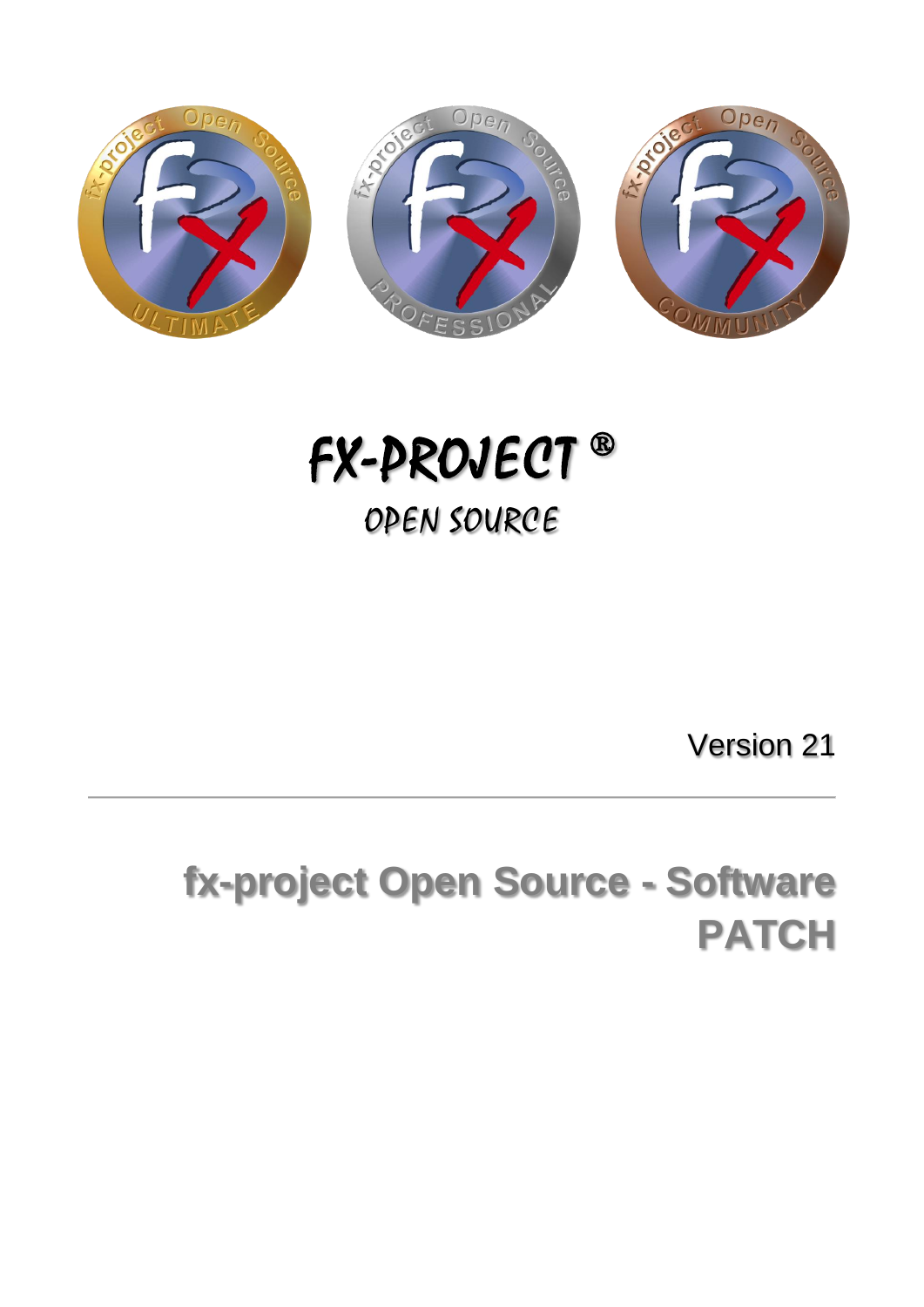# FX-PROJECT ®

OPEN SOURCE

Version 21

---

# fx-project Open Source - Software PATCH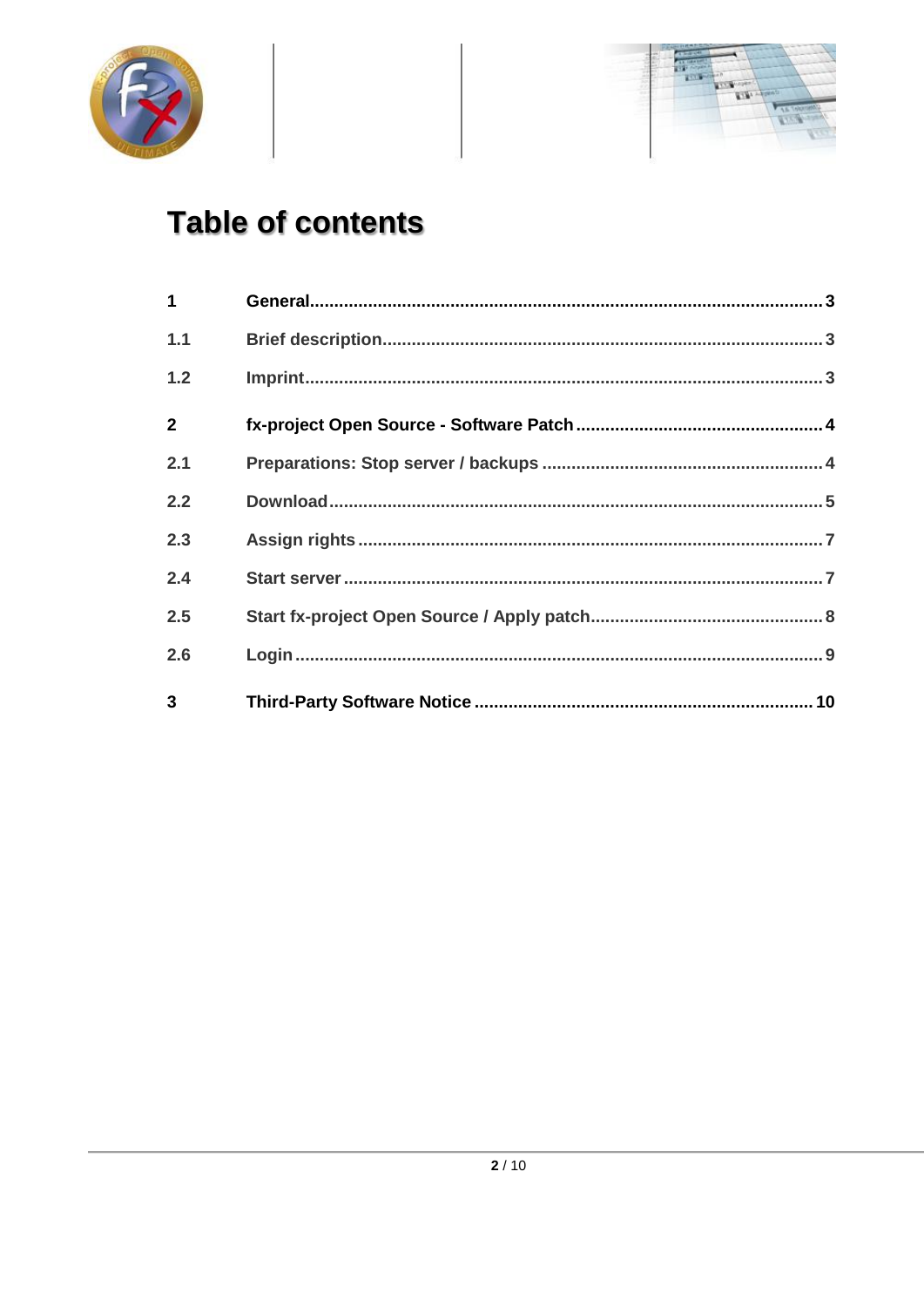# Table of contents

| | | |
|---|---|---|
| **1** | **General** | **3** |
| 1.1 | Brief description | 3 |
| 1.2 | Imprint | 3 |
| **2** | **fx-project Open Source - Software Patch** | **4** |
| 2.1 | Preparations: Stop server / backups | 4 |
| 2.2 | Download | 5 |
| 2.3 | Assign rights | 7 |
| 2.4 | Start server | 7 |
| 2.5 | Start fx-project Open Source / Apply patch | 8 |
| 2.6 | Login | 9 |
| **3** | **Third-Party Software Notice** | **10** |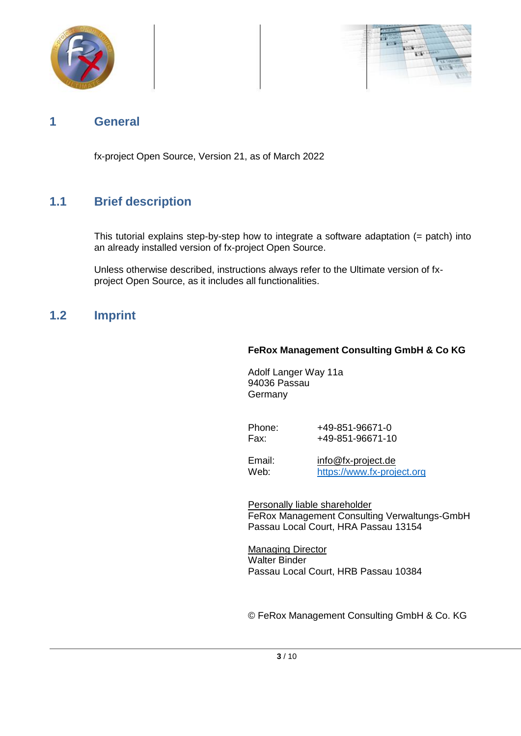# 1 General

fx-project Open Source, Version 21, as of March 2022

## 1.1 Brief description

This tutorial explains step-by-step how to integrate a software adaptation (= patch) into an already installed version of fx-project Open Source.

Unless otherwise described, instructions always refer to the Ultimate version of fx-project Open Source, as it includes all functionalities.

## 1.2 Imprint

**FeRox Management Consulting GmbH & Co KG**

Adolf Langer Way 11a
94036 Passau
Germany

Phone: +49-851-96671-0
Fax: +49-851-96671-10

Email: info@fx-project.de
Web: https://www.fx-project.org

Personally liable shareholder
FeRox Management Consulting Verwaltungs-GmbH
Passau Local Court, HRA Passau 13154

Managing Director
Walter Binder
Passau Local Court, HRB Passau 10384

© FeRox Management Consulting GmbH & Co. KG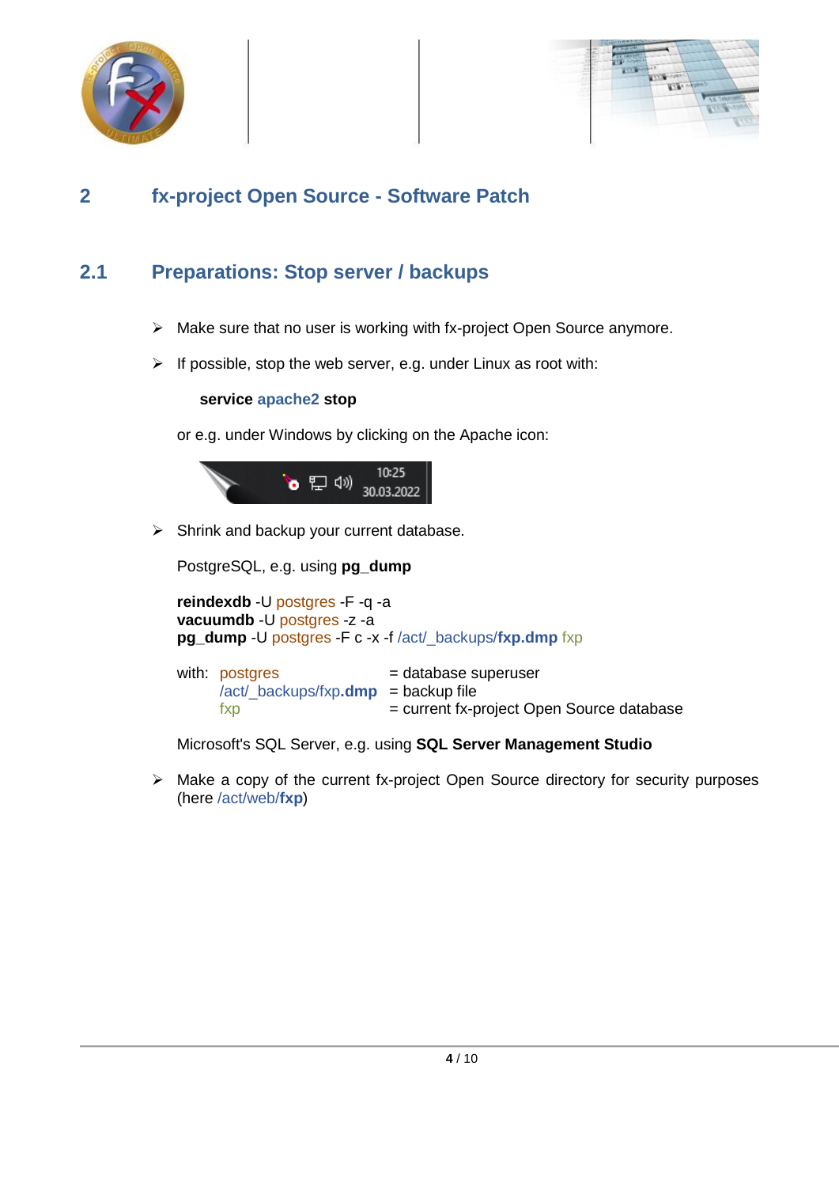# 2 fx-project Open Source - Software Patch

## 2.1 Preparations: Stop server / backups

- Make sure that no user is working with fx-project Open Source anymore.
- If possible, stop the web server, e.g. under Linux as root with:

  **service** apache2 **stop**

  or e.g. under Windows by clicking on the Apache icon:

- Shrink and backup your current database.

  PostgreSQL, e.g. using **pg_dump**

  **reindexdb** -U postgres -F -q -a
  **vacuumdb** -U postgres -z -a
  **pg_dump** -U postgres -F c -x -f /act/_backups/**fxp.dmp** fxp

  with:

  | | |
  |---|---|
  | postgres | = database superuser |
  | /act/_backups/fxp**.dmp** | = backup file |
  | fxp | = current fx-project Open Source database |

  Microsoft's SQL Server, e.g. using **SQL Server Management Studio**

- Make a copy of the current fx-project Open Source directory for security purposes (here /act/web/**fxp**)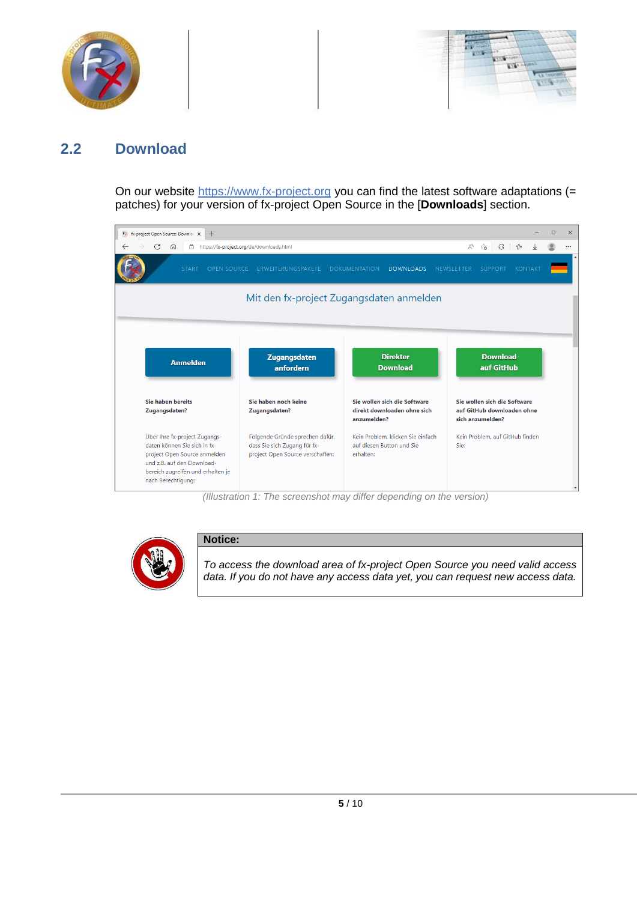## 2.2 Download

On our website [https://www.fx-project.org](https://www.fx-project.org) you can find the latest software adaptations (= patches) for your version of fx-project Open Source in the [**Downloads**] section.

*(Illustration 1: The screenshot may differ depending on the version)*

**Notice:**

*To access the download area of fx-project Open Source you need valid access data. If you do not have any access data yet, you can request new access data.*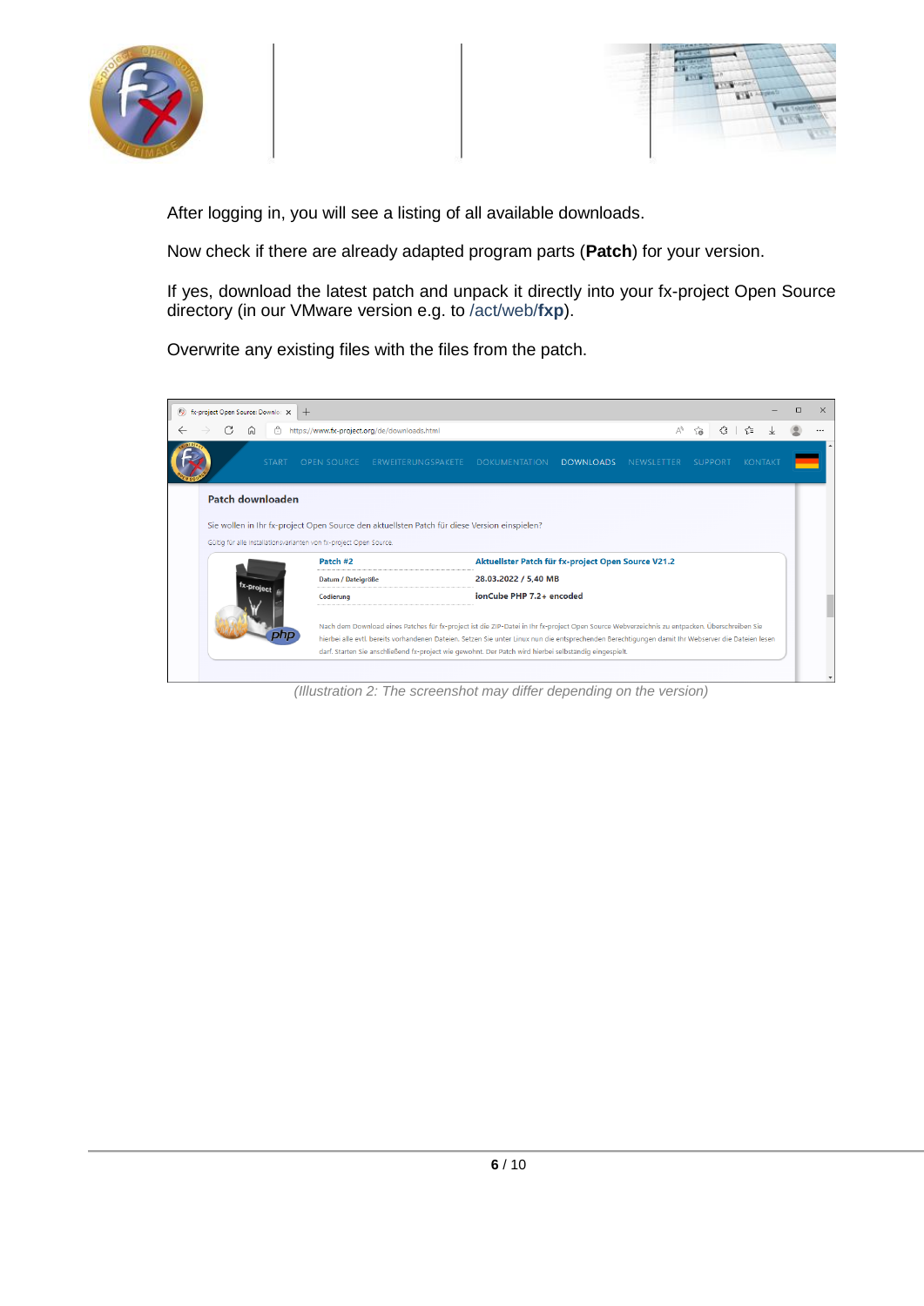After logging in, you will see a listing of all available downloads.

Now check if there are already adapted program parts (**Patch**) for your version.

If yes, download the latest patch and unpack it directly into your fx-project Open Source directory (in our VMware version e.g. to /act/web/**fxp**).

Overwrite any existing files with the files from the patch.

*(Illustration 2: The screenshot may differ depending on the version)*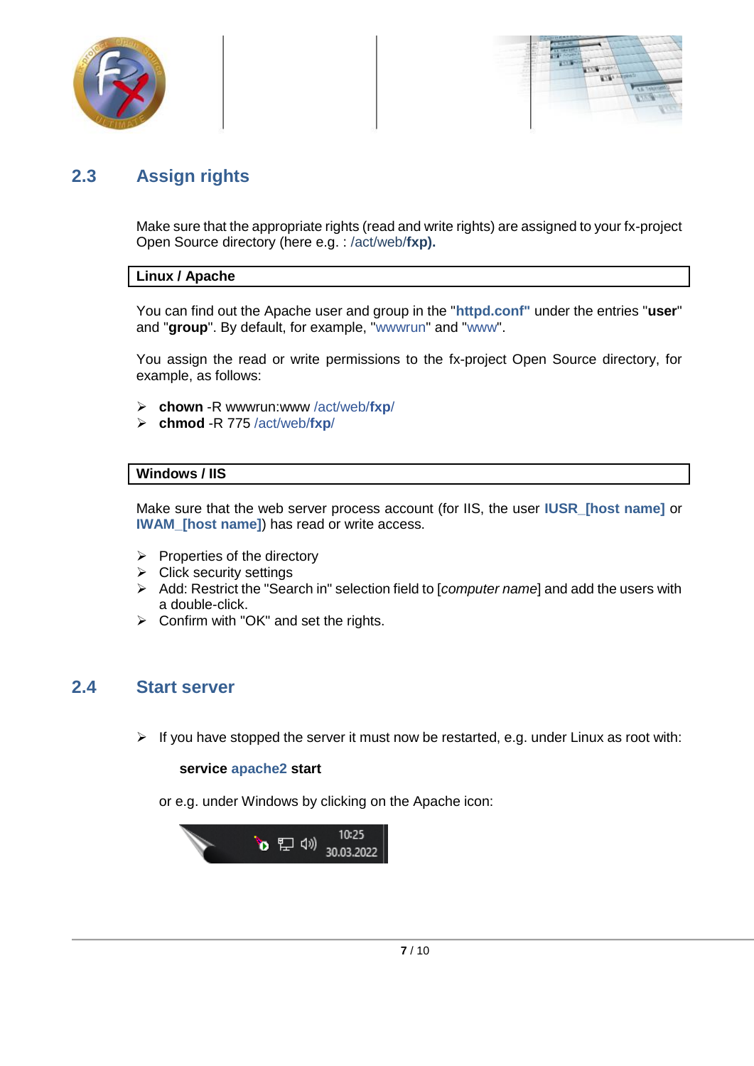## 2.3 Assign rights

Make sure that the appropriate rights (read and write rights) are assigned to your fx-project Open Source directory (here e.g. : /act/web/**fxp).**

**Linux / Apache**

You can find out the Apache user and group in the "**httpd.conf"** under the entries "**user**" and "**group**". By default, for example, "wwwrun" and "www".

You assign the read or write permissions to the fx-project Open Source directory, for example, as follows:

- **chown** -R wwwrun:www /act/web/**fxp**/
- **chmod** -R 775 /act/web/**fxp**/

**Windows / IIS**

Make sure that the web server process account (for IIS, the user **IUSR_[host name]** or **IWAM_[host name]**) has read or write access.

- Properties of the directory
- Click security settings
- Add: Restrict the "Search in" selection field to [*computer name*] and add the users with a double-click.
- Confirm with "OK" and set the rights.

## 2.4 Start server

- If you have stopped the server it must now be restarted, e.g. under Linux as root with:

  **service apache2 start**

  or e.g. under Windows by clicking on the Apache icon: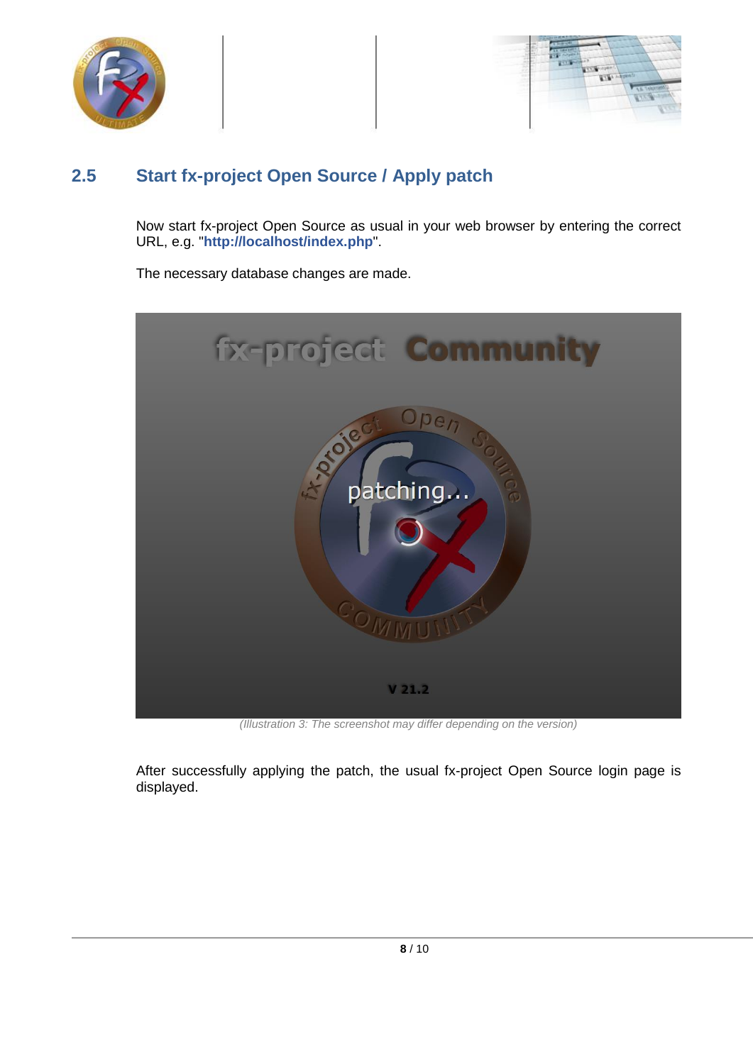## 2.5 Start fx-project Open Source / Apply patch

Now start fx-project Open Source as usual in your web browser by entering the correct URL, e.g. "**http://localhost/index.php**".

The necessary database changes are made.

*(Illustration 3: The screenshot may differ depending on the version)*

After successfully applying the patch, the usual fx-project Open Source login page is displayed.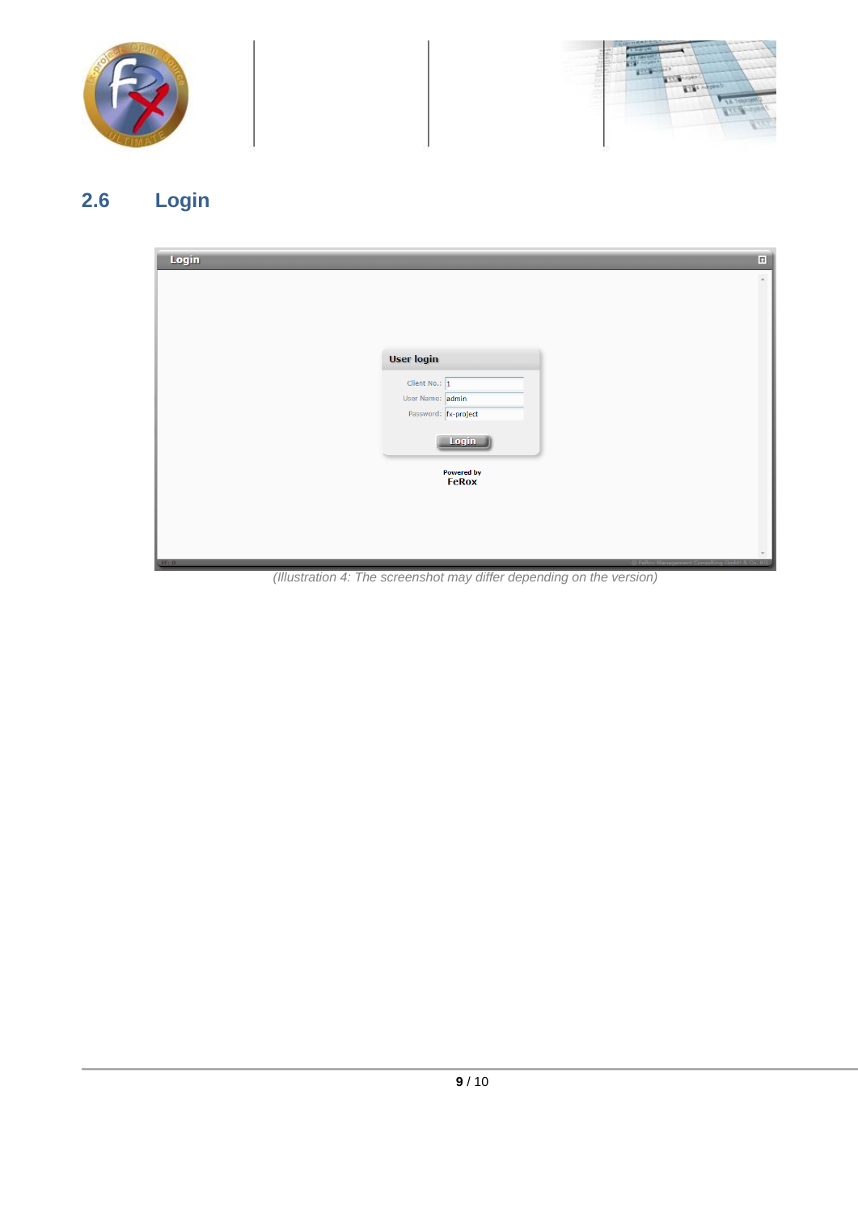## 2.6 Login

(Illustration 4: The screenshot may differ depending on the version)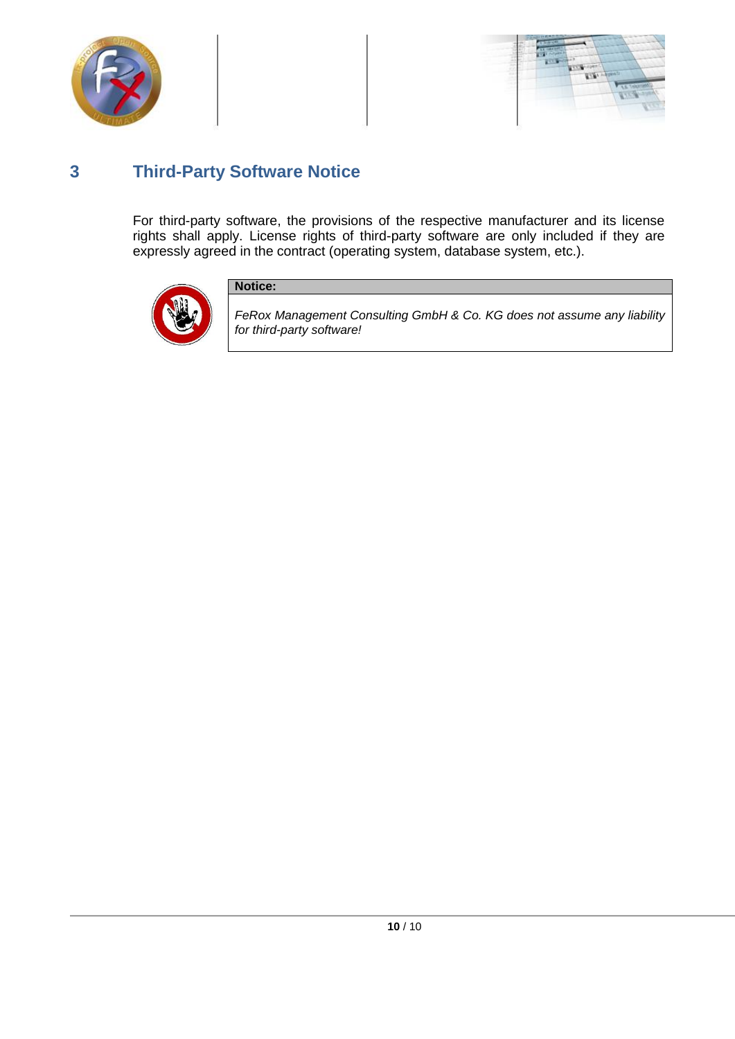# 3 Third-Party Software Notice

For third-party software, the provisions of the respective manufacturer and its license rights shall apply. License rights of third-party software are only included if they are expressly agreed in the contract (operating system, database system, etc.).

| **Notice:** |
| --- |
| *FeRox Management Consulting GmbH & Co. KG does not assume any liability for third-party software!* |